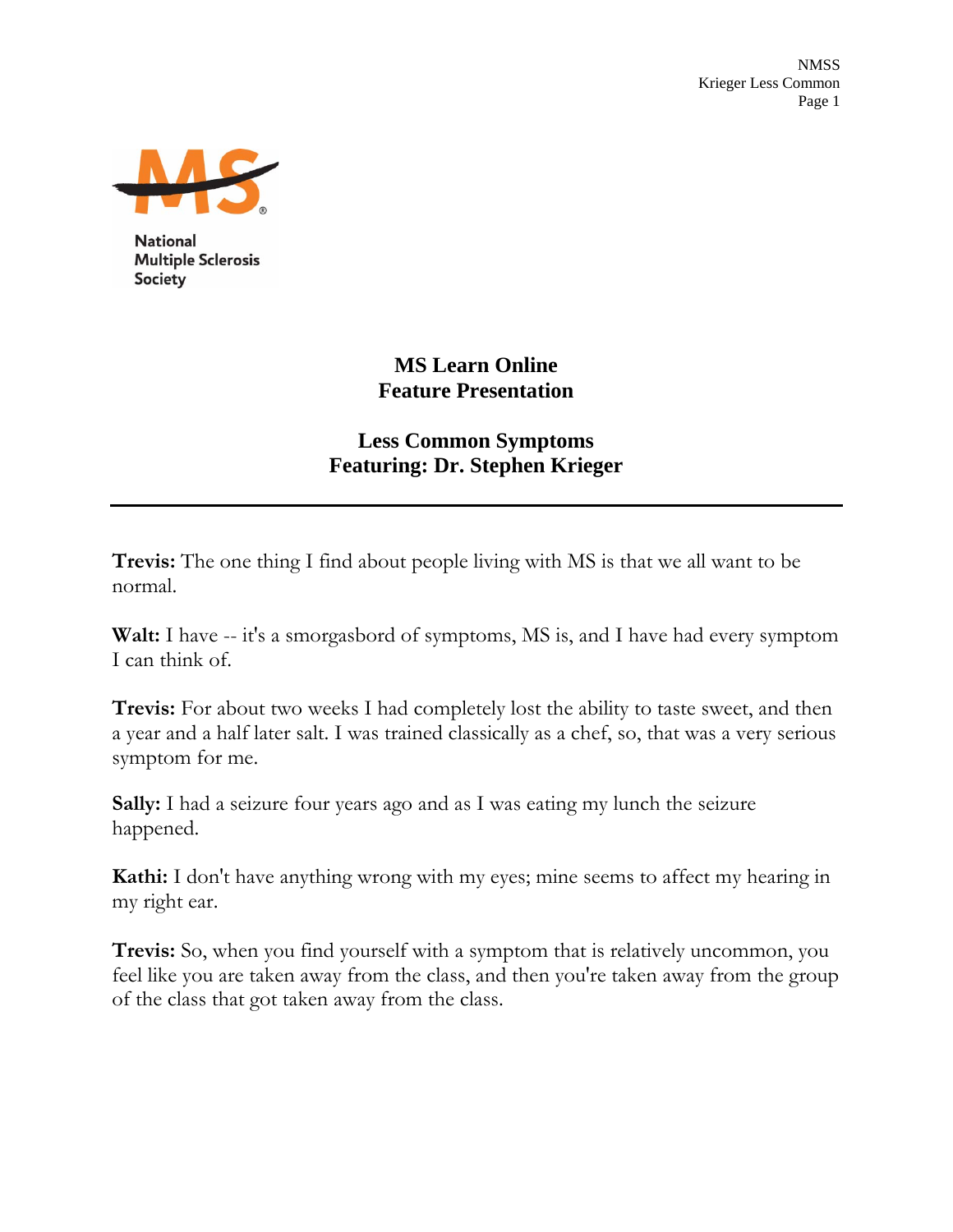# MS Learn Online
# Feature Presentation

## Less Common Symptoms
## Featuring: Dr. Stephen Krieger

---

**Trevis:** The one thing I find about people living with MS is that we all want to be normal.

**Walt:** I have -- it's a smorgasbord of symptoms, MS is, and I have had every symptom I can think of.

**Trevis:** For about two weeks I had completely lost the ability to taste sweet, and then a year and a half later salt. I was trained classically as a chef, so, that was a very serious symptom for me.

**Sally:** I had a seizure four years ago and as I was eating my lunch the seizure happened.

**Kathi:** I don't have anything wrong with my eyes; mine seems to affect my hearing in my right ear.

**Trevis:** So, when you find yourself with a symptom that is relatively uncommon, you feel like you are taken away from the class, and then you're taken away from the group of the class that got taken away from the class.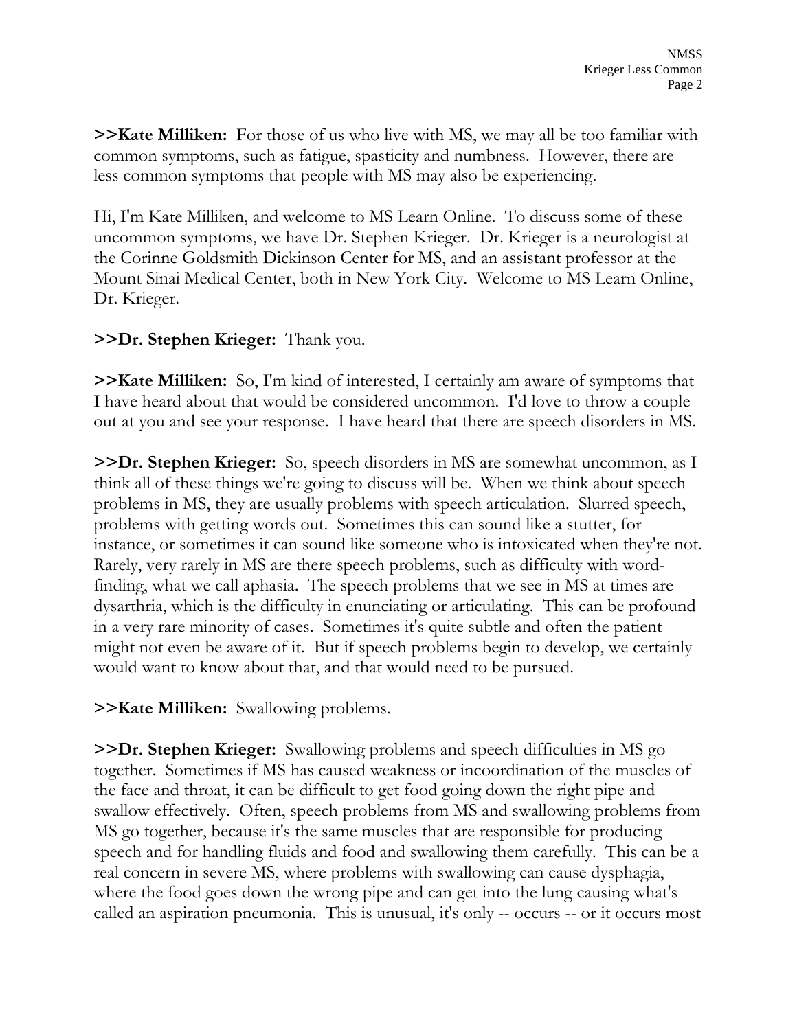**>>Kate Milliken:** For those of us who live with MS, we may all be too familiar with common symptoms, such as fatigue, spasticity and numbness. However, there are less common symptoms that people with MS may also be experiencing.

Hi, I'm Kate Milliken, and welcome to MS Learn Online. To discuss some of these uncommon symptoms, we have Dr. Stephen Krieger. Dr. Krieger is a neurologist at the Corinne Goldsmith Dickinson Center for MS, and an assistant professor at the Mount Sinai Medical Center, both in New York City. Welcome to MS Learn Online, Dr. Krieger.

**>>Dr. Stephen Krieger:** Thank you.

**>>Kate Milliken:** So, I'm kind of interested, I certainly am aware of symptoms that I have heard about that would be considered uncommon. I'd love to throw a couple out at you and see your response. I have heard that there are speech disorders in MS.

**>>Dr. Stephen Krieger:** So, speech disorders in MS are somewhat uncommon, as I think all of these things we're going to discuss will be. When we think about speech problems in MS, they are usually problems with speech articulation. Slurred speech, problems with getting words out. Sometimes this can sound like a stutter, for instance, or sometimes it can sound like someone who is intoxicated when they're not. Rarely, very rarely in MS are there speech problems, such as difficulty with word-finding, what we call aphasia. The speech problems that we see in MS at times are dysarthria, which is the difficulty in enunciating or articulating. This can be profound in a very rare minority of cases. Sometimes it's quite subtle and often the patient might not even be aware of it. But if speech problems begin to develop, we certainly would want to know about that, and that would need to be pursued.

**>>Kate Milliken:** Swallowing problems.

**>>Dr. Stephen Krieger:** Swallowing problems and speech difficulties in MS go together. Sometimes if MS has caused weakness or incoordination of the muscles of the face and throat, it can be difficult to get food going down the right pipe and swallow effectively. Often, speech problems from MS and swallowing problems from MS go together, because it's the same muscles that are responsible for producing speech and for handling fluids and food and swallowing them carefully. This can be a real concern in severe MS, where problems with swallowing can cause dysphagia, where the food goes down the wrong pipe and can get into the lung causing what's called an aspiration pneumonia. This is unusual, it's only -- occurs -- or it occurs most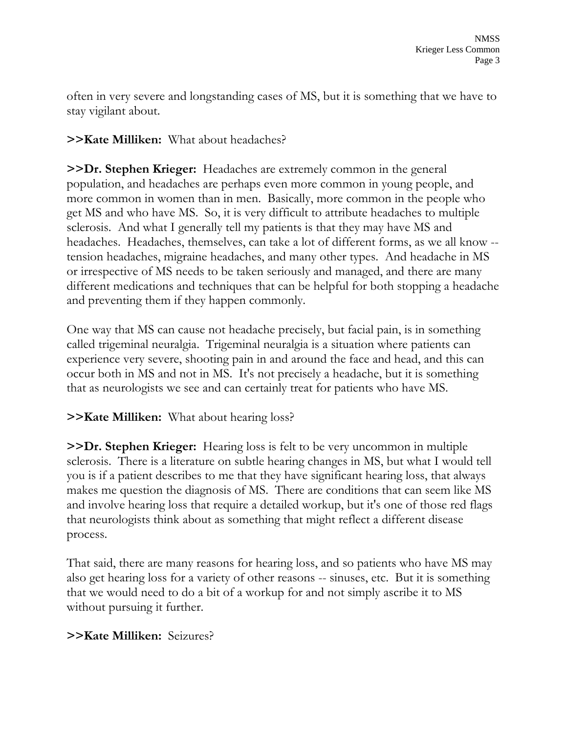often in very severe and longstanding cases of MS, but it is something that we have to stay vigilant about.

**>>Kate Milliken:** What about headaches?

**>>Dr. Stephen Krieger:** Headaches are extremely common in the general population, and headaches are perhaps even more common in young people, and more common in women than in men. Basically, more common in the people who get MS and who have MS. So, it is very difficult to attribute headaches to multiple sclerosis. And what I generally tell my patients is that they may have MS and headaches. Headaches, themselves, can take a lot of different forms, as we all know -- tension headaches, migraine headaches, and many other types. And headache in MS or irrespective of MS needs to be taken seriously and managed, and there are many different medications and techniques that can be helpful for both stopping a headache and preventing them if they happen commonly.

One way that MS can cause not headache precisely, but facial pain, is in something called trigeminal neuralgia. Trigeminal neuralgia is a situation where patients can experience very severe, shooting pain in and around the face and head, and this can occur both in MS and not in MS. It's not precisely a headache, but it is something that as neurologists we see and can certainly treat for patients who have MS.

**>>Kate Milliken:** What about hearing loss?

**>>Dr. Stephen Krieger:** Hearing loss is felt to be very uncommon in multiple sclerosis. There is a literature on subtle hearing changes in MS, but what I would tell you is if a patient describes to me that they have significant hearing loss, that always makes me question the diagnosis of MS. There are conditions that can seem like MS and involve hearing loss that require a detailed workup, but it's one of those red flags that neurologists think about as something that might reflect a different disease process.

That said, there are many reasons for hearing loss, and so patients who have MS may also get hearing loss for a variety of other reasons -- sinuses, etc. But it is something that we would need to do a bit of a workup for and not simply ascribe it to MS without pursuing it further.

**>>Kate Milliken:** Seizures?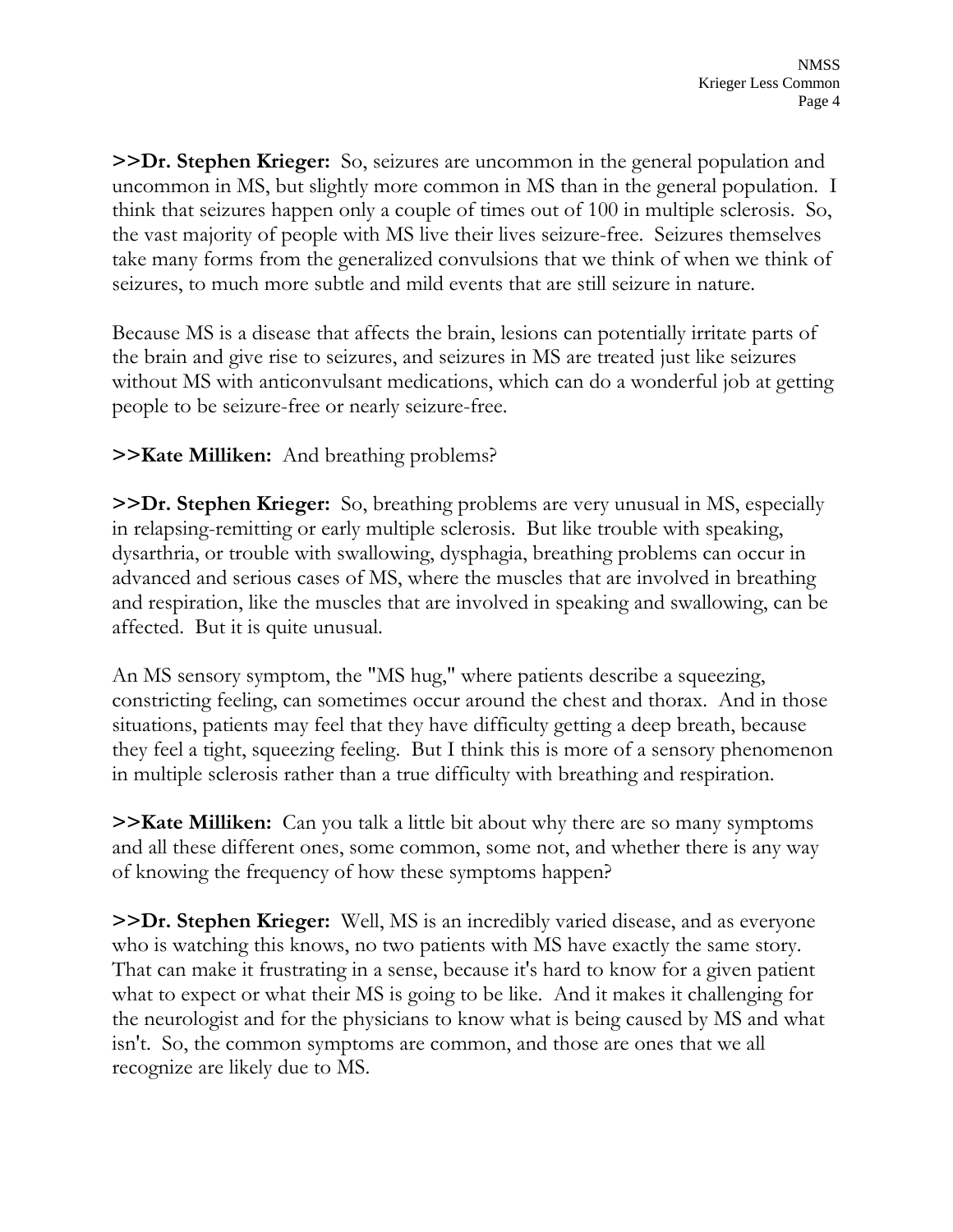**>>Dr. Stephen Krieger:** So, seizures are uncommon in the general population and uncommon in MS, but slightly more common in MS than in the general population. I think that seizures happen only a couple of times out of 100 in multiple sclerosis. So, the vast majority of people with MS live their lives seizure-free. Seizures themselves take many forms from the generalized convulsions that we think of when we think of seizures, to much more subtle and mild events that are still seizure in nature.

Because MS is a disease that affects the brain, lesions can potentially irritate parts of the brain and give rise to seizures, and seizures in MS are treated just like seizures without MS with anticonvulsant medications, which can do a wonderful job at getting people to be seizure-free or nearly seizure-free.

**>>Kate Milliken:** And breathing problems?

**>>Dr. Stephen Krieger:** So, breathing problems are very unusual in MS, especially in relapsing-remitting or early multiple sclerosis. But like trouble with speaking, dysarthria, or trouble with swallowing, dysphagia, breathing problems can occur in advanced and serious cases of MS, where the muscles that are involved in breathing and respiration, like the muscles that are involved in speaking and swallowing, can be affected. But it is quite unusual.

An MS sensory symptom, the "MS hug," where patients describe a squeezing, constricting feeling, can sometimes occur around the chest and thorax. And in those situations, patients may feel that they have difficulty getting a deep breath, because they feel a tight, squeezing feeling. But I think this is more of a sensory phenomenon in multiple sclerosis rather than a true difficulty with breathing and respiration.

**>>Kate Milliken:** Can you talk a little bit about why there are so many symptoms and all these different ones, some common, some not, and whether there is any way of knowing the frequency of how these symptoms happen?

**>>Dr. Stephen Krieger:** Well, MS is an incredibly varied disease, and as everyone who is watching this knows, no two patients with MS have exactly the same story. That can make it frustrating in a sense, because it's hard to know for a given patient what to expect or what their MS is going to be like. And it makes it challenging for the neurologist and for the physicians to know what is being caused by MS and what isn't. So, the common symptoms are common, and those are ones that we all recognize are likely due to MS.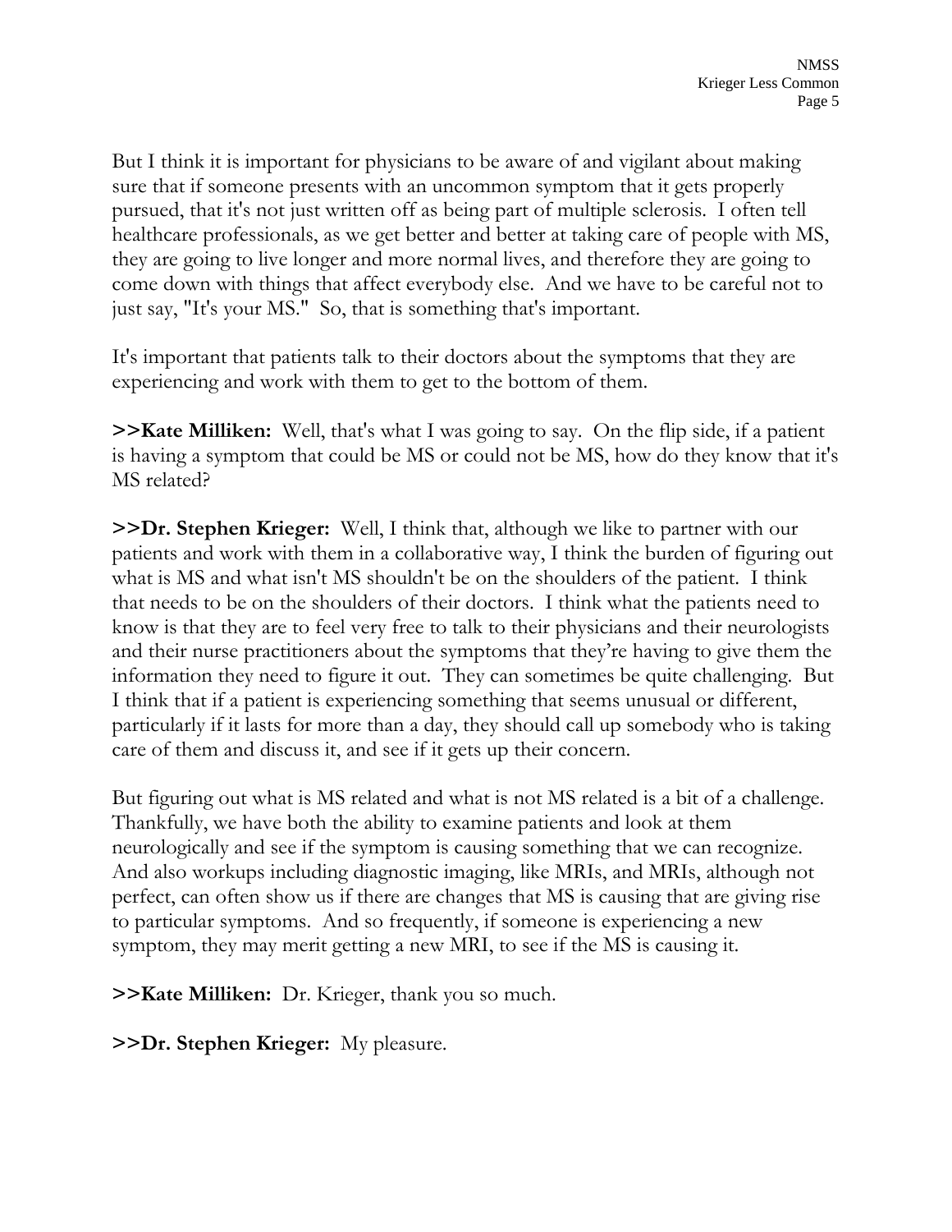But I think it is important for physicians to be aware of and vigilant about making sure that if someone presents with an uncommon symptom that it gets properly pursued, that it's not just written off as being part of multiple sclerosis. I often tell healthcare professionals, as we get better and better at taking care of people with MS, they are going to live longer and more normal lives, and therefore they are going to come down with things that affect everybody else. And we have to be careful not to just say, "It's your MS." So, that is something that's important.

It's important that patients talk to their doctors about the symptoms that they are experiencing and work with them to get to the bottom of them.

**>>Kate Milliken:** Well, that's what I was going to say. On the flip side, if a patient is having a symptom that could be MS or could not be MS, how do they know that it's MS related?

**>>Dr. Stephen Krieger:** Well, I think that, although we like to partner with our patients and work with them in a collaborative way, I think the burden of figuring out what is MS and what isn't MS shouldn't be on the shoulders of the patient. I think that needs to be on the shoulders of their doctors. I think what the patients need to know is that they are to feel very free to talk to their physicians and their neurologists and their nurse practitioners about the symptoms that they're having to give them the information they need to figure it out. They can sometimes be quite challenging. But I think that if a patient is experiencing something that seems unusual or different, particularly if it lasts for more than a day, they should call up somebody who is taking care of them and discuss it, and see if it gets up their concern.

But figuring out what is MS related and what is not MS related is a bit of a challenge. Thankfully, we have both the ability to examine patients and look at them neurologically and see if the symptom is causing something that we can recognize. And also workups including diagnostic imaging, like MRIs, and MRIs, although not perfect, can often show us if there are changes that MS is causing that are giving rise to particular symptoms. And so frequently, if someone is experiencing a new symptom, they may merit getting a new MRI, to see if the MS is causing it.

**>>Kate Milliken:** Dr. Krieger, thank you so much.

**>>Dr. Stephen Krieger:** My pleasure.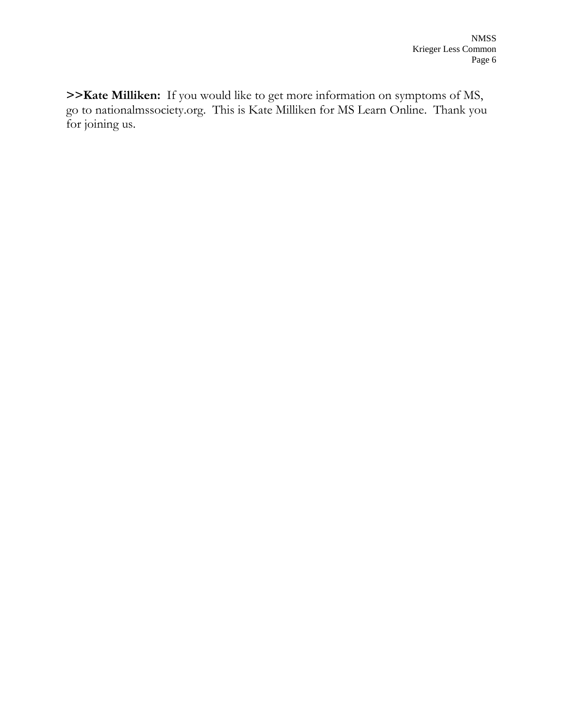**>>Kate Milliken:** If you would like to get more information on symptoms of MS, go to nationalmssociety.org. This is Kate Milliken for MS Learn Online. Thank you for joining us.